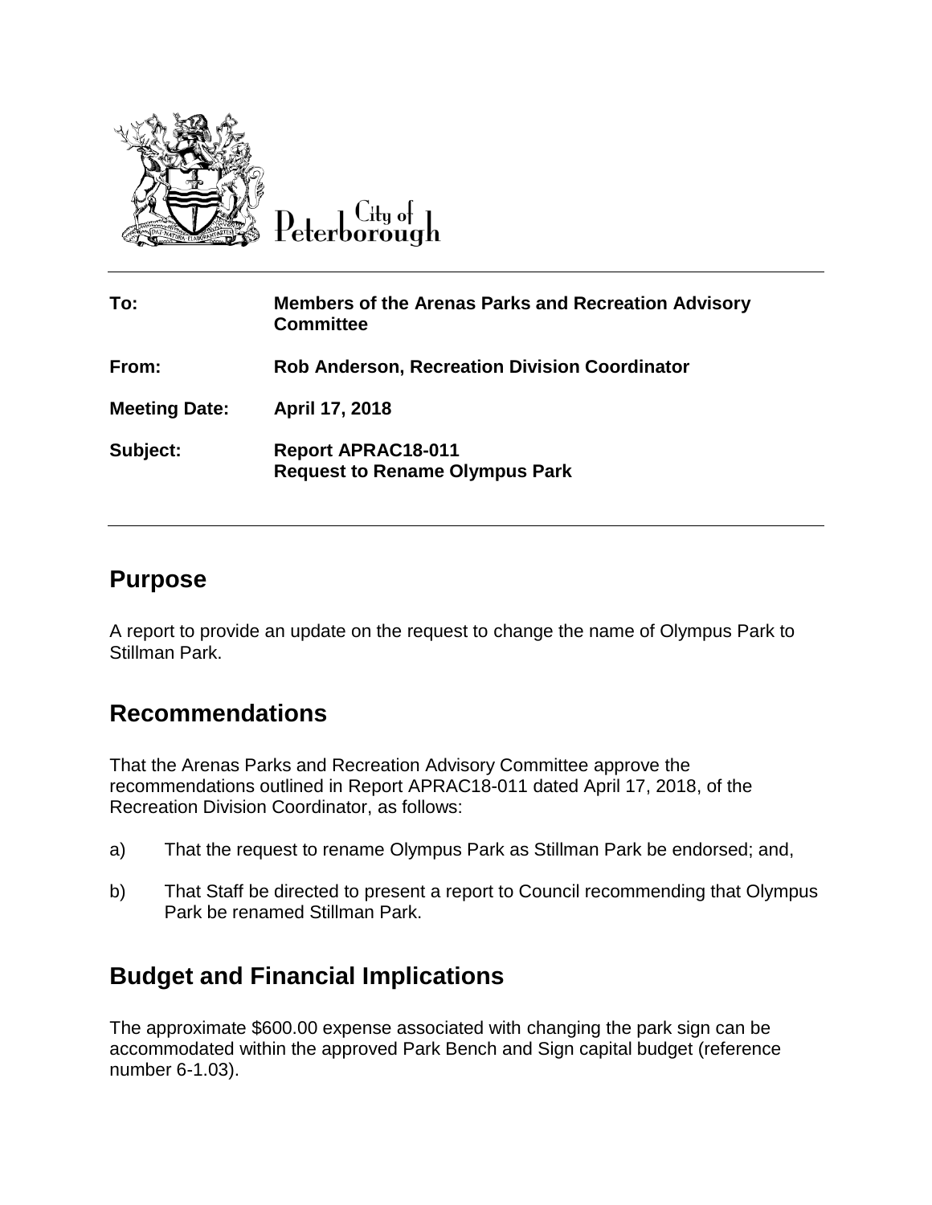City of Peterborough

| | |
|---|---|
| **To:** | **Members of the Arenas Parks and Recreation Advisory Committee** |
| **From:** | **Rob Anderson, Recreation Division Coordinator** |
| **Meeting Date:** | **April 17, 2018** |
| **Subject:** | **Report APRAC18-011**<br>**Request to Rename Olympus Park** |

## Purpose

A report to provide an update on the request to change the name of Olympus Park to Stillman Park.

## Recommendations

That the Arenas Parks and Recreation Advisory Committee approve the recommendations outlined in Report APRAC18-011 dated April 17, 2018, of the Recreation Division Coordinator, as follows:

a) That the request to rename Olympus Park as Stillman Park be endorsed; and,

b) That Staff be directed to present a report to Council recommending that Olympus Park be renamed Stillman Park.

## Budget and Financial Implications

The approximate $600.00 expense associated with changing the park sign can be accommodated within the approved Park Bench and Sign capital budget (reference number 6-1.03).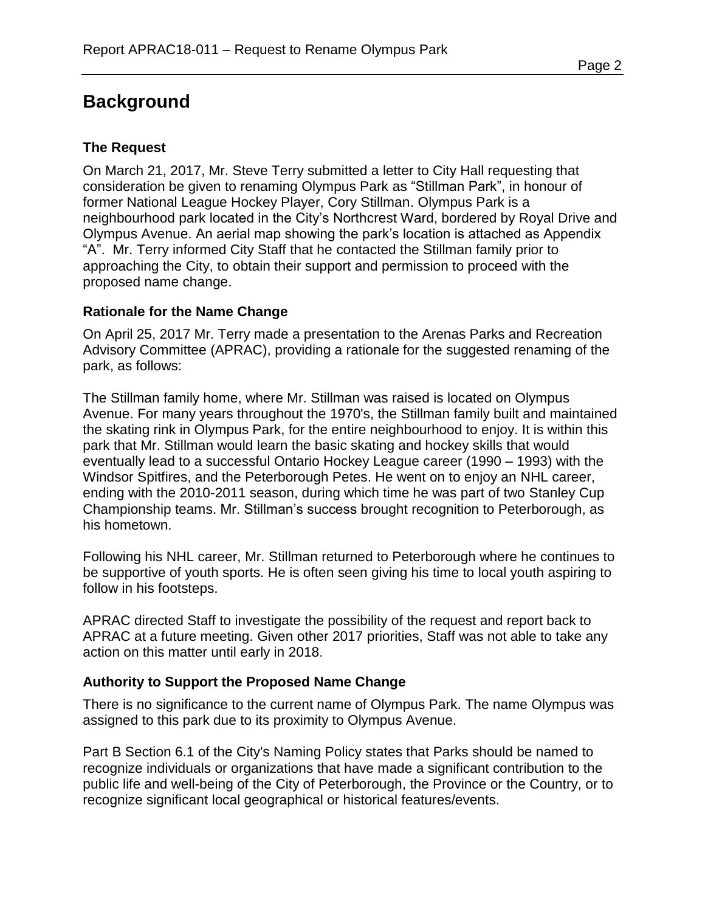# Background

### The Request

On March 21, 2017, Mr. Steve Terry submitted a letter to City Hall requesting that consideration be given to renaming Olympus Park as “Stillman Park”, in honour of former National League Hockey Player, Cory Stillman. Olympus Park is a neighbourhood park located in the City’s Northcrest Ward, bordered by Royal Drive and Olympus Avenue. An aerial map showing the park’s location is attached as Appendix “A”. Mr. Terry informed City Staff that he contacted the Stillman family prior to approaching the City, to obtain their support and permission to proceed with the proposed name change.

### Rationale for the Name Change

On April 25, 2017 Mr. Terry made a presentation to the Arenas Parks and Recreation Advisory Committee (APRAC), providing a rationale for the suggested renaming of the park, as follows:

The Stillman family home, where Mr. Stillman was raised is located on Olympus Avenue. For many years throughout the 1970's, the Stillman family built and maintained the skating rink in Olympus Park, for the entire neighbourhood to enjoy. It is within this park that Mr. Stillman would learn the basic skating and hockey skills that would eventually lead to a successful Ontario Hockey League career (1990 – 1993) with the Windsor Spitfires, and the Peterborough Petes. He went on to enjoy an NHL career, ending with the 2010-2011 season, during which time he was part of two Stanley Cup Championship teams. Mr. Stillman’s success brought recognition to Peterborough, as his hometown.

Following his NHL career, Mr. Stillman returned to Peterborough where he continues to be supportive of youth sports. He is often seen giving his time to local youth aspiring to follow in his footsteps.

APRAC directed Staff to investigate the possibility of the request and report back to APRAC at a future meeting. Given other 2017 priorities, Staff was not able to take any action on this matter until early in 2018.

### Authority to Support the Proposed Name Change

There is no significance to the current name of Olympus Park. The name Olympus was assigned to this park due to its proximity to Olympus Avenue.

Part B Section 6.1 of the City's Naming Policy states that Parks should be named to recognize individuals or organizations that have made a significant contribution to the public life and well-being of the City of Peterborough, the Province or the Country, or to recognize significant local geographical or historical features/events.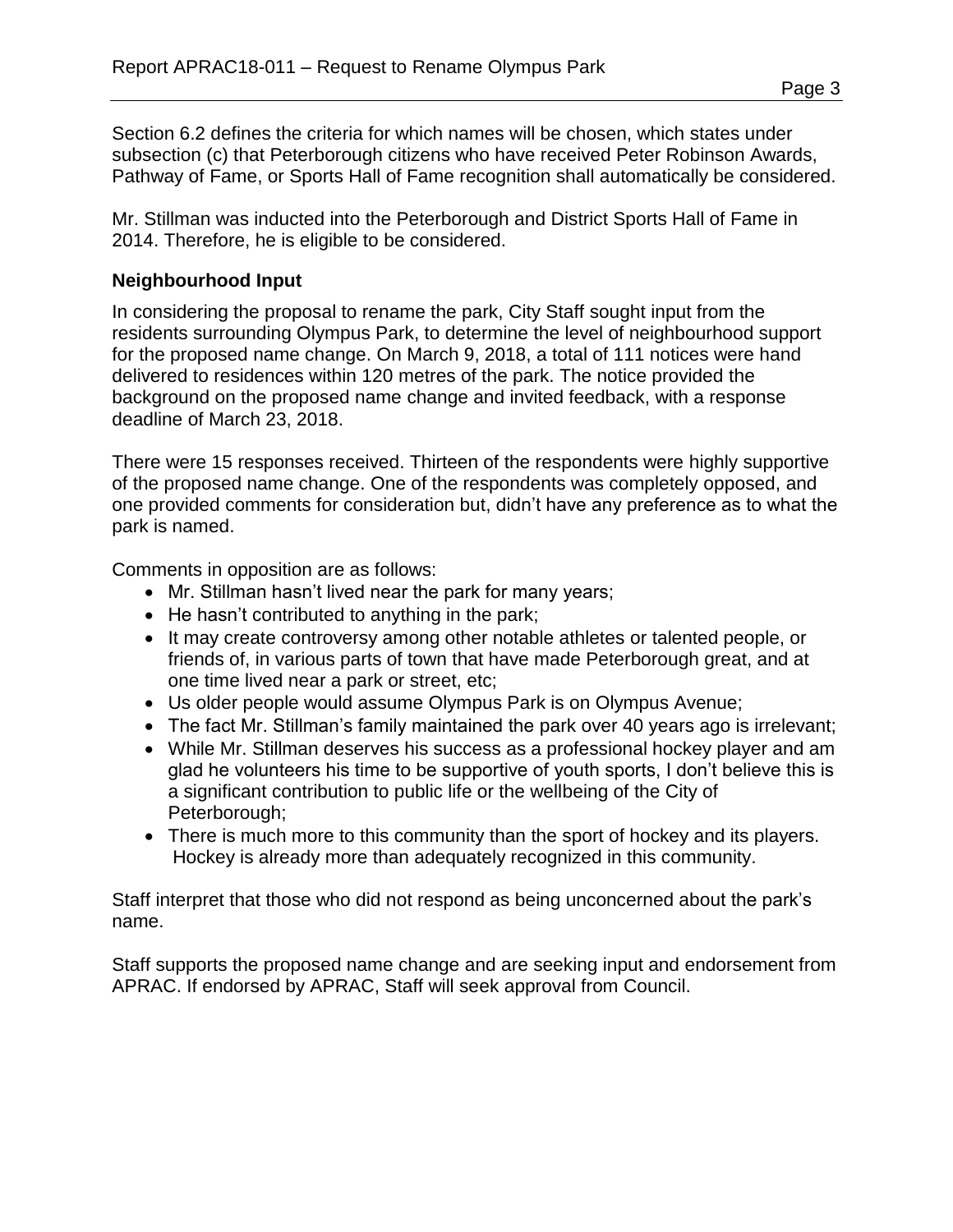Section 6.2 defines the criteria for which names will be chosen, which states under subsection (c) that Peterborough citizens who have received Peter Robinson Awards, Pathway of Fame, or Sports Hall of Fame recognition shall automatically be considered.

Mr. Stillman was inducted into the Peterborough and District Sports Hall of Fame in 2014. Therefore, he is eligible to be considered.

### Neighbourhood Input

In considering the proposal to rename the park, City Staff sought input from the residents surrounding Olympus Park, to determine the level of neighbourhood support for the proposed name change. On March 9, 2018, a total of 111 notices were hand delivered to residences within 120 metres of the park. The notice provided the background on the proposed name change and invited feedback, with a response deadline of March 23, 2018.

There were 15 responses received. Thirteen of the respondents were highly supportive of the proposed name change. One of the respondents was completely opposed, and one provided comments for consideration but, didn't have any preference as to what the park is named.

Comments in opposition are as follows:

- Mr. Stillman hasn't lived near the park for many years;
- He hasn't contributed to anything in the park;
- It may create controversy among other notable athletes or talented people, or friends of, in various parts of town that have made Peterborough great, and at one time lived near a park or street, etc;
- Us older people would assume Olympus Park is on Olympus Avenue;
- The fact Mr. Stillman's family maintained the park over 40 years ago is irrelevant;
- While Mr. Stillman deserves his success as a professional hockey player and am glad he volunteers his time to be supportive of youth sports, I don't believe this is a significant contribution to public life or the wellbeing of the City of Peterborough;
- There is much more to this community than the sport of hockey and its players. Hockey is already more than adequately recognized in this community.

Staff interpret that those who did not respond as being unconcerned about the park's name.

Staff supports the proposed name change and are seeking input and endorsement from APRAC. If endorsed by APRAC, Staff will seek approval from Council.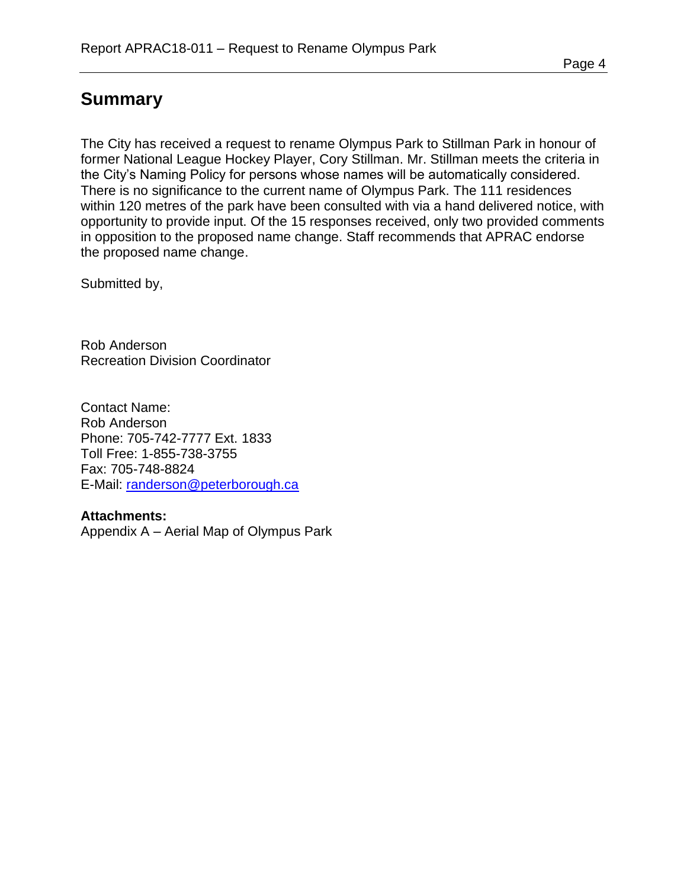## Summary

The City has received a request to rename Olympus Park to Stillman Park in honour of former National League Hockey Player, Cory Stillman. Mr. Stillman meets the criteria in the City's Naming Policy for persons whose names will be automatically considered. There is no significance to the current name of Olympus Park. The 111 residences within 120 metres of the park have been consulted with via a hand delivered notice, with opportunity to provide input. Of the 15 responses received, only two provided comments in opposition to the proposed name change. Staff recommends that APRAC endorse the proposed name change.

Submitted by,

Rob Anderson
Recreation Division Coordinator

Contact Name:
Rob Anderson
Phone: 705-742-7777 Ext. 1833
Toll Free: 1-855-738-3755
Fax: 705-748-8824
E-Mail: randerson@peterborough.ca

**Attachments:**
Appendix A – Aerial Map of Olympus Park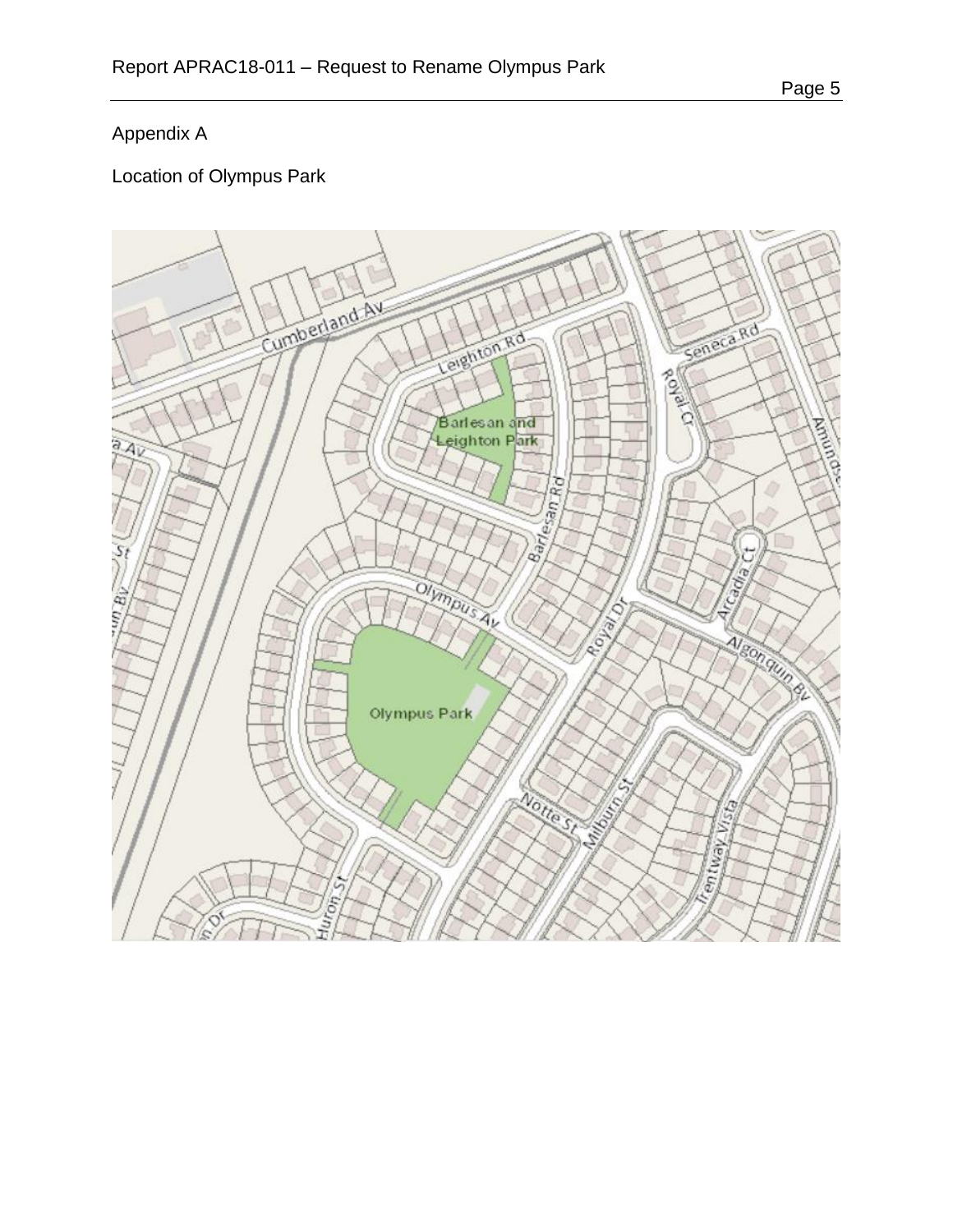Appendix A

Location of Olympus Park

Cumberland Av
Leighton Rd
Seneca Rd
Royal Cr
Barlesan and Leighton Park
Barlesan Rd
Olympus Av
Royal Dr
Arcadia Ct
Algonquin Bv
Olympus Park
Notte St
Milburn St
Trentway Vista
Huron St